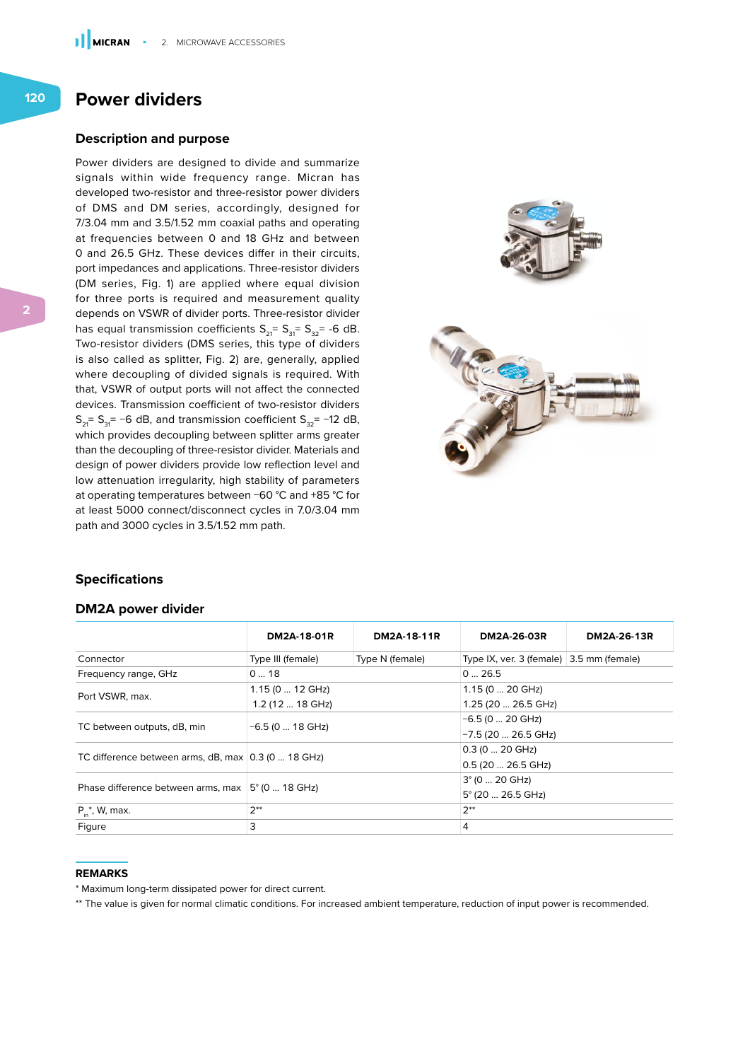# Power dividers

## Description and purpose

Power dividers are designed to divide and summarize signals within wide frequency range. Micran has developed two-resistor and three-resistor power dividers of DMS and DM series, accordingly, designed for 7/3.04 mm and 3.5/1.52 mm coaxial paths and operating at frequencies between 0 and 18 GHz and between 0 and 26.5 GHz. These devices differ in their circuits, port impedances and applications. Three-resistor dividers (DM series, Fig. 1) are applied where equal division for three ports is required and measurement quality depends on VSWR of divider ports. Three-resistor divider has equal transmission coefficients $S_{21}$= $S_{31}$= $S_{32}$= -6 dB. Two-resistor dividers (DMS series, this type of dividers is also called as splitter, Fig. 2) are, generally, applied where decoupling of divided signals is required. With that, VSWR of output ports will not affect the connected devices. Transmission coefficient of two-resistor dividers $S_{21}$= $S_{31}$= −6 dB, and transmission coefficient $S_{32}$= −12 dB, which provides decoupling between splitter arms greater than the decoupling of three-resistor divider. Materials and design of power dividers provide low reflection level and low attenuation irregularity, high stability of parameters at operating temperatures between −60 °C and +85 °C for at least 5000 connect/disconnect cycles in 7.0/3.04 mm path and 3000 cycles in 3.5/1.52 mm path.

## Specifications

### DM2A power divider

| | DM2A-18-01R | DM2A-18-11R | DM2A-26-03R | DM2A-26-13R |
|---|---|---|---|---|
| Connector | Type III (female) | Type N (female) | Type IX, ver. 3 (female) | 3.5 mm (female) |
| Frequency range, GHz | 0 … 18 | | 0 … 26.5 | |
| Port VSWR, max. | 1.15 (0 … 12 GHz)<br>1.2 (12 … 18 GHz) | | 1.15 (0 … 20 GHz)<br>1.25 (20 … 26.5 GHz) | |
| TC between outputs, dB, min | −6.5 (0 … 18 GHz) | | −6.5 (0 … 20 GHz)<br>−7.5 (20 … 26.5 GHz) | |
| TC difference between arms, dB, max | 0.3 (0 … 18 GHz) | | 0.3 (0 … 20 GHz)<br>0.5 (20 … 26.5 GHz) | |
| Phase difference between arms, max | 5° (0 … 18 GHz) | | 3° (0 … 20 GHz)<br>5° (20 … 26.5 GHz) | |
| $P_{in}$*, W, max. | 2** | | 2** | |
| Figure | 3 | | 4 | |

**REMARKS**

\* Maximum long-term dissipated power for direct current.

** The value is given for normal climatic conditions. For increased ambient temperature, reduction of input power is recommended.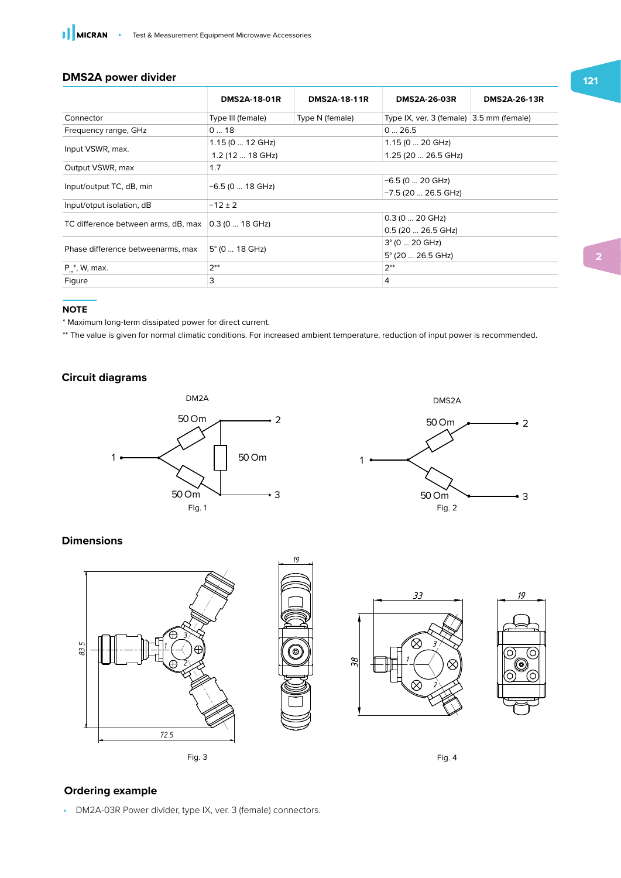## DMS2A power divider

| | DMS2A-18-01R | DMS2A-18-11R | DMS2A-26-03R | DMS2A-26-13R |
|---|---|---|---|---|
| Connector | Type III (female) | Type N (female) | Type IX, ver. 3 (female) | 3.5 mm (female) |
| Frequency range, GHz | 0 … 18 | | 0 … 26.5 | |
| Input VSWR, max. | 1.15 (0 … 12 GHz)<br>1.2 (12 … 18 GHz) | | 1.15 (0 … 20 GHz)<br>1.25 (20 … 26.5 GHz) | |
| Output VSWR, max | 1.7 | | | |
| Input/output TC, dB, min | −6.5 (0 … 18 GHz) | | −6.5 (0 … 20 GHz)<br>−7.5 (20 … 26.5 GHz) | |
| Input/otput isolation, dB | −12 ± 2 | | | |
| TC difference between arms, dB, max | 0.3 (0 … 18 GHz) | | 0.3 (0 … 20 GHz)<br>0.5 (20 … 26.5 GHz) | |
| Phase difference betweenarms, max | 5° (0 … 18 GHz) | | 3° (0 … 20 GHz)<br>5° (20 … 26.5 GHz) | |
| $P_{in}$*, W, max. | 2** | | 2** | |
| Figure | 3 | | 4 | |

**NOTE**

* Maximum long-term dissipated power for direct current.

** The value is given for normal climatic conditions. For increased ambient temperature, reduction of input power is recommended.

### Circuit diagrams

DM2A

50 Om
2
1
50 Om
50 Om
3

Fig. 1

DMS2A

50 Om
2
1
50 Om
3

Fig. 2

### Dimensions

83.5
72.5
19

Fig. 3

33
38
19

Fig. 4

### Ordering example

- DM2A-03R Power divider, type IX, ver. 3 (female) connectors.